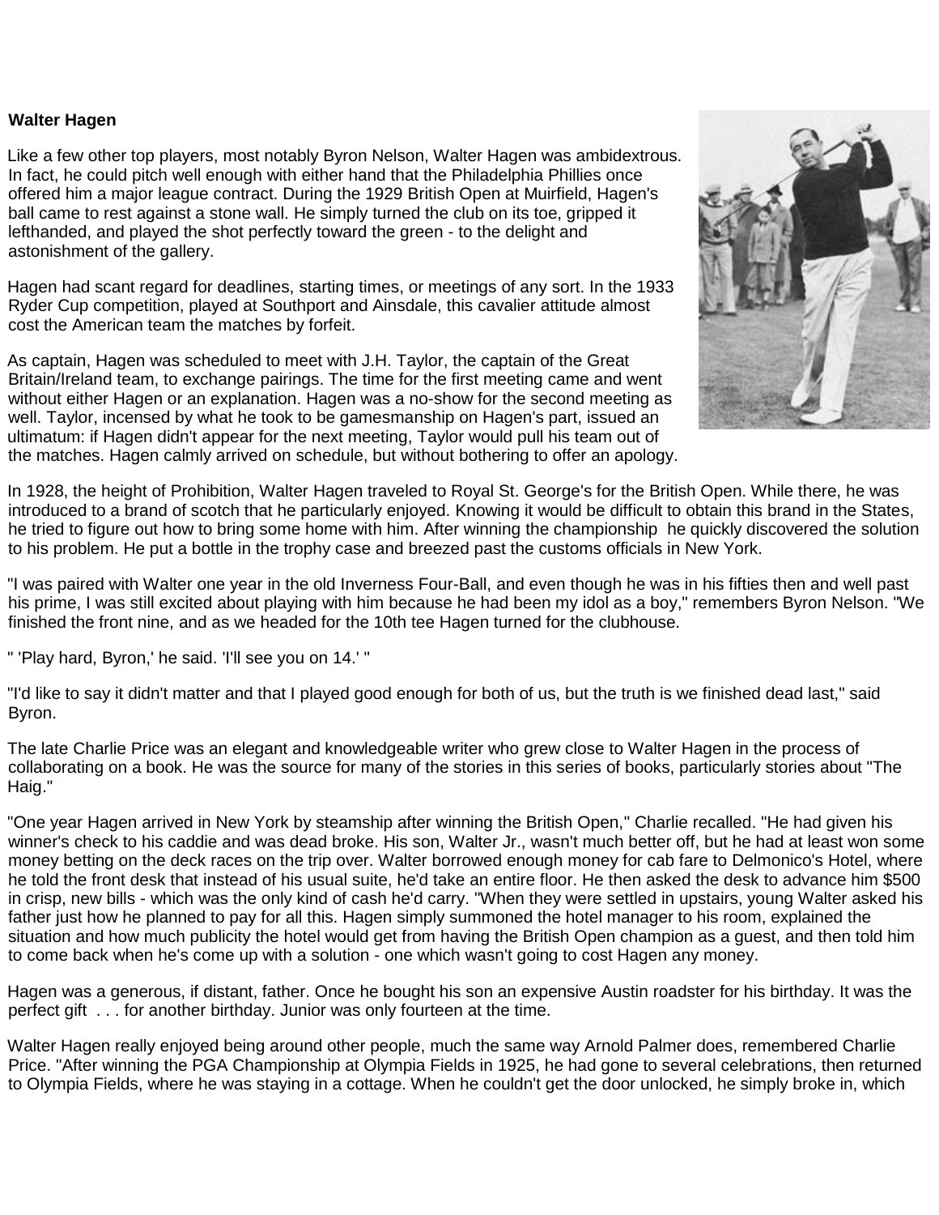**Walter Hagen**

Like a few other top players, most notably Byron Nelson, Walter Hagen was ambidextrous. In fact, he could pitch well enough with either hand that the Philadelphia Phillies once offered him a major league contract. During the 1929 British Open at Muirfield, Hagen's ball came to rest against a stone wall. He simply turned the club on its toe, gripped it lefthanded, and played the shot perfectly toward the green - to the delight and astonishment of the gallery.

Hagen had scant regard for deadlines, starting times, or meetings of any sort. In the 1933 Ryder Cup competition, played at Southport and Ainsdale, this cavalier attitude almost cost the American team the matches by forfeit.

As captain, Hagen was scheduled to meet with J.H. Taylor, the captain of the Great Britain/Ireland team, to exchange pairings. The time for the first meeting came and went without either Hagen or an explanation. Hagen was a no-show for the second meeting as well. Taylor, incensed by what he took to be gamesmanship on Hagen's part, issued an ultimatum: if Hagen didn't appear for the next meeting, Taylor would pull his team out of the matches. Hagen calmly arrived on schedule, but without bothering to offer an apology.

In 1928, the height of Prohibition, Walter Hagen traveled to Royal St. George's for the British Open. While there, he was introduced to a brand of scotch that he particularly enjoyed. Knowing it would be difficult to obtain this brand in the States, he tried to figure out how to bring some home with him. After winning the championship he quickly discovered the solution to his problem. He put a bottle in the trophy case and breezed past the customs officials in New York.

"I was paired with Walter one year in the old Inverness Four-Ball, and even though he was in his fifties then and well past his prime, I was still excited about playing with him because he had been my idol as a boy," remembers Byron Nelson. "We finished the front nine, and as we headed for the 10th tee Hagen turned for the clubhouse.

" 'Play hard, Byron,' he said. 'I'll see you on 14.' "

"I'd like to say it didn't matter and that I played good enough for both of us, but the truth is we finished dead last," said Byron.

The late Charlie Price was an elegant and knowledgeable writer who grew close to Walter Hagen in the process of collaborating on a book. He was the source for many of the stories in this series of books, particularly stories about "The Haig."

"One year Hagen arrived in New York by steamship after winning the British Open," Charlie recalled. "He had given his winner's check to his caddie and was dead broke. His son, Walter Jr., wasn't much better off, but he had at least won some money betting on the deck races on the trip over. Walter borrowed enough money for cab fare to Delmonico's Hotel, where he told the front desk that instead of his usual suite, he'd take an entire floor. He then asked the desk to advance him $500 in crisp, new bills - which was the only kind of cash he'd carry. "When they were settled in upstairs, young Walter asked his father just how he planned to pay for all this. Hagen simply summoned the hotel manager to his room, explained the situation and how much publicity the hotel would get from having the British Open champion as a guest, and then told him to come back when he's come up with a solution - one which wasn't going to cost Hagen any money.

Hagen was a generous, if distant, father. Once he bought his son an expensive Austin roadster for his birthday. It was the perfect gift . . . for another birthday. Junior was only fourteen at the time.

Walter Hagen really enjoyed being around other people, much the same way Arnold Palmer does, remembered Charlie Price. "After winning the PGA Championship at Olympia Fields in 1925, he had gone to several celebrations, then returned to Olympia Fields, where he was staying in a cottage. When he couldn't get the door unlocked, he simply broke in, which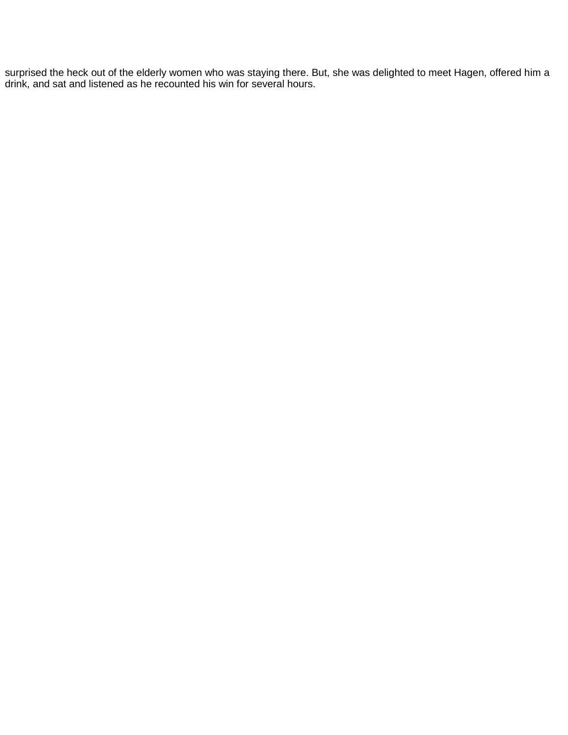surprised the heck out of the elderly women who was staying there. But, she was delighted to meet Hagen, offered him a drink, and sat and listened as he recounted his win for several hours.